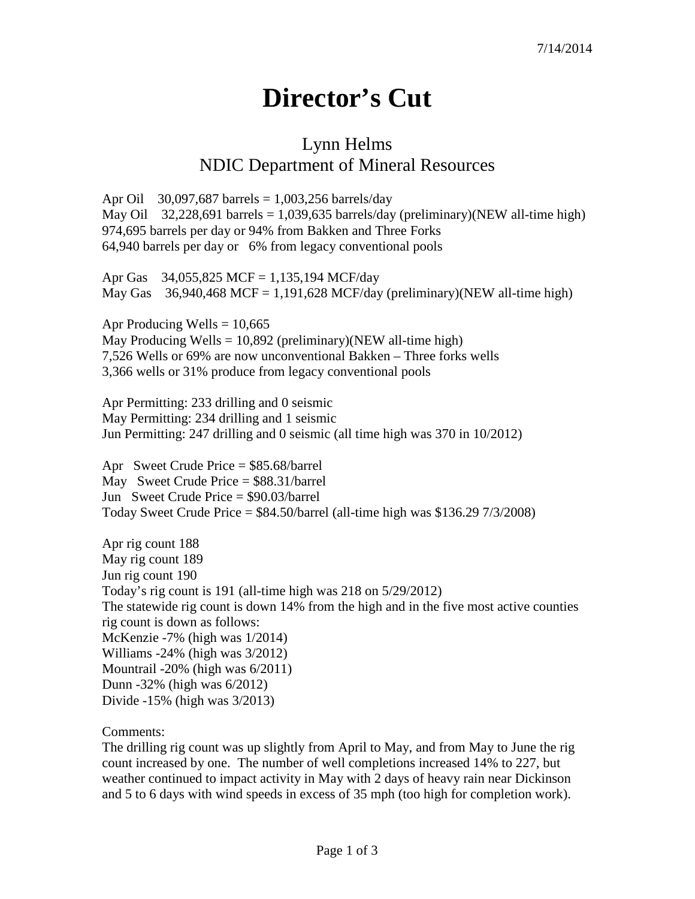7/14/2014

# Director's Cut

## Lynn Helms
## NDIC Department of Mineral Resources

Apr Oil 30,097,687 barrels = 1,003,256 barrels/day
May Oil 32,228,691 barrels = 1,039,635 barrels/day (preliminary)(NEW all-time high)
974,695 barrels per day or 94% from Bakken and Three Forks
64,940 barrels per day or 6% from legacy conventional pools

Apr Gas 34,055,825 MCF = 1,135,194 MCF/day
May Gas 36,940,468 MCF = 1,191,628 MCF/day (preliminary)(NEW all-time high)

Apr Producing Wells = 10,665
May Producing Wells = 10,892 (preliminary)(NEW all-time high)
7,526 Wells or 69% are now unconventional Bakken – Three forks wells
3,366 wells or 31% produce from legacy conventional pools

Apr Permitting: 233 drilling and 0 seismic
May Permitting: 234 drilling and 1 seismic
Jun Permitting: 247 drilling and 0 seismic (all time high was 370 in 10/2012)

Apr Sweet Crude Price = $85.68/barrel
May Sweet Crude Price = $88.31/barrel
Jun Sweet Crude Price = $90.03/barrel
Today Sweet Crude Price = $84.50/barrel (all-time high was $136.29 7/3/2008)

Apr rig count 188
May rig count 189
Jun rig count 190
Today's rig count is 191 (all-time high was 218 on 5/29/2012)
The statewide rig count is down 14% from the high and in the five most active counties rig count is down as follows:
McKenzie -7% (high was 1/2014)
Williams -24% (high was 3/2012)
Mountrail -20% (high was 6/2011)
Dunn -32% (high was 6/2012)
Divide -15% (high was 3/2013)

Comments:
The drilling rig count was up slightly from April to May, and from May to June the rig count increased by one. The number of well completions increased 14% to 227, but weather continued to impact activity in May with 2 days of heavy rain near Dickinson and 5 to 6 days with wind speeds in excess of 35 mph (too high for completion work).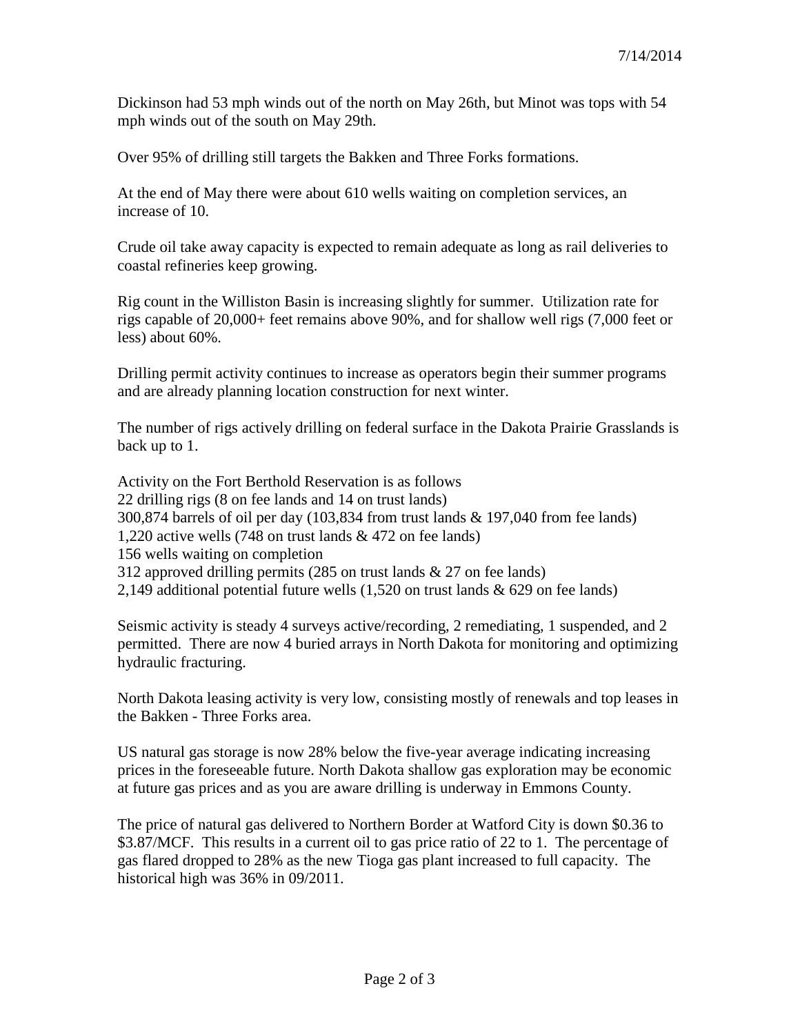7/14/2014

Dickinson had 53 mph winds out of the north on May 26th, but Minot was tops with 54 mph winds out of the south on May 29th.

Over 95% of drilling still targets the Bakken and Three Forks formations.

At the end of May there were about 610 wells waiting on completion services, an increase of 10.

Crude oil take away capacity is expected to remain adequate as long as rail deliveries to coastal refineries keep growing.

Rig count in the Williston Basin is increasing slightly for summer. Utilization rate for rigs capable of 20,000+ feet remains above 90%, and for shallow well rigs (7,000 feet or less) about 60%.

Drilling permit activity continues to increase as operators begin their summer programs and are already planning location construction for next winter.

The number of rigs actively drilling on federal surface in the Dakota Prairie Grasslands is back up to 1.

Activity on the Fort Berthold Reservation is as follows  
22 drilling rigs (8 on fee lands and 14 on trust lands)  
300,874 barrels of oil per day (103,834 from trust lands & 197,040 from fee lands)  
1,220 active wells (748 on trust lands & 472 on fee lands)  
156 wells waiting on completion  
312 approved drilling permits (285 on trust lands & 27 on fee lands)  
2,149 additional potential future wells (1,520 on trust lands & 629 on fee lands)

Seismic activity is steady 4 surveys active/recording, 2 remediating, 1 suspended, and 2 permitted. There are now 4 buried arrays in North Dakota for monitoring and optimizing hydraulic fracturing.

North Dakota leasing activity is very low, consisting mostly of renewals and top leases in the Bakken - Three Forks area.

US natural gas storage is now 28% below the five-year average indicating increasing prices in the foreseeable future. North Dakota shallow gas exploration may be economic at future gas prices and as you are aware drilling is underway in Emmons County.

The price of natural gas delivered to Northern Border at Watford City is down $0.36 to $3.87/MCF. This results in a current oil to gas price ratio of 22 to 1. The percentage of gas flared dropped to 28% as the new Tioga gas plant increased to full capacity. The historical high was 36% in 09/2011.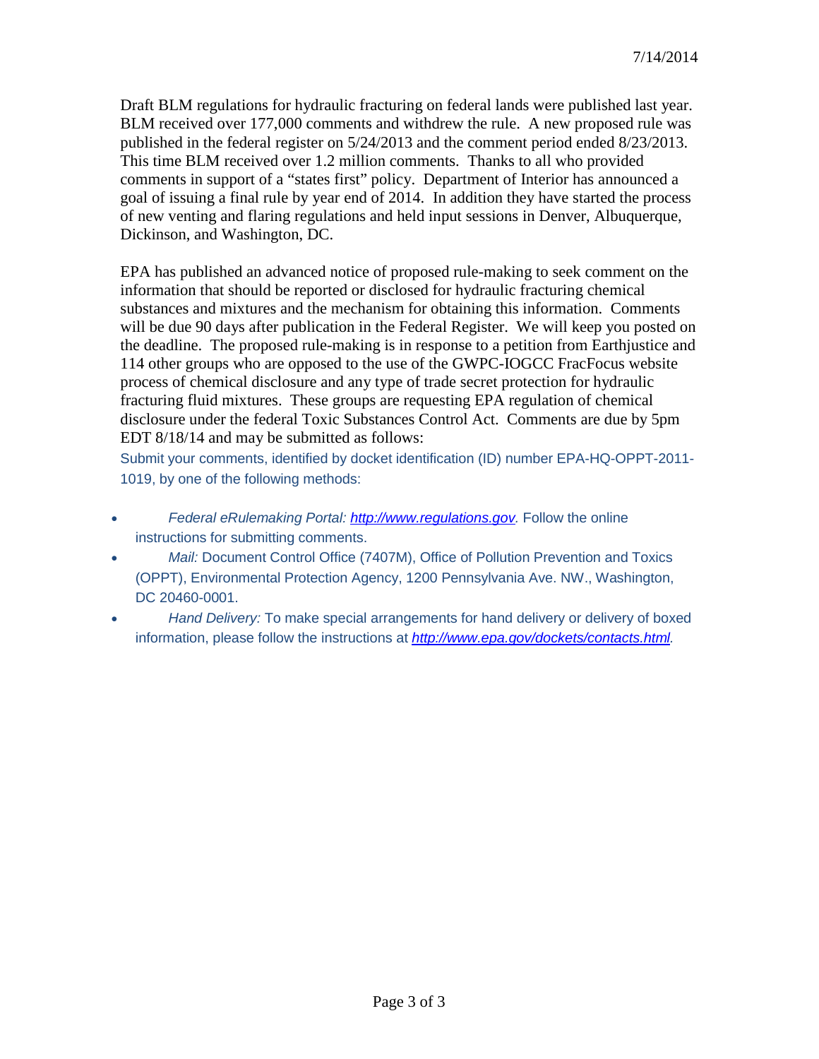7/14/2014

Draft BLM regulations for hydraulic fracturing on federal lands were published last year. BLM received over 177,000 comments and withdrew the rule. A new proposed rule was published in the federal register on 5/24/2013 and the comment period ended 8/23/2013. This time BLM received over 1.2 million comments. Thanks to all who provided comments in support of a "states first" policy. Department of Interior has announced a goal of issuing a final rule by year end of 2014. In addition they have started the process of new venting and flaring regulations and held input sessions in Denver, Albuquerque, Dickinson, and Washington, DC.

EPA has published an advanced notice of proposed rule-making to seek comment on the information that should be reported or disclosed for hydraulic fracturing chemical substances and mixtures and the mechanism for obtaining this information. Comments will be due 90 days after publication in the Federal Register. We will keep you posted on the deadline. The proposed rule-making is in response to a petition from Earthjustice and 114 other groups who are opposed to the use of the GWPC-IOGCC FracFocus website process of chemical disclosure and any type of trade secret protection for hydraulic fracturing fluid mixtures. These groups are requesting EPA regulation of chemical disclosure under the federal Toxic Substances Control Act. Comments are due by 5pm EDT 8/18/14 and may be submitted as follows:

Submit your comments, identified by docket identification (ID) number EPA-HQ-OPPT-2011-1019, by one of the following methods:

- *Federal eRulemaking Portal:* *[http://www.regulations.gov](http://www.regulations.gov).* Follow the online instructions for submitting comments.
- *Mail:* Document Control Office (7407M), Office of Pollution Prevention and Toxics (OPPT), Environmental Protection Agency, 1200 Pennsylvania Ave. NW., Washington, DC 20460-0001.
- *Hand Delivery:* To make special arrangements for hand delivery or delivery of boxed information, please follow the instructions at *[http://www.epa.gov/dockets/contacts.html](http://www.epa.gov/dockets/contacts.html).*